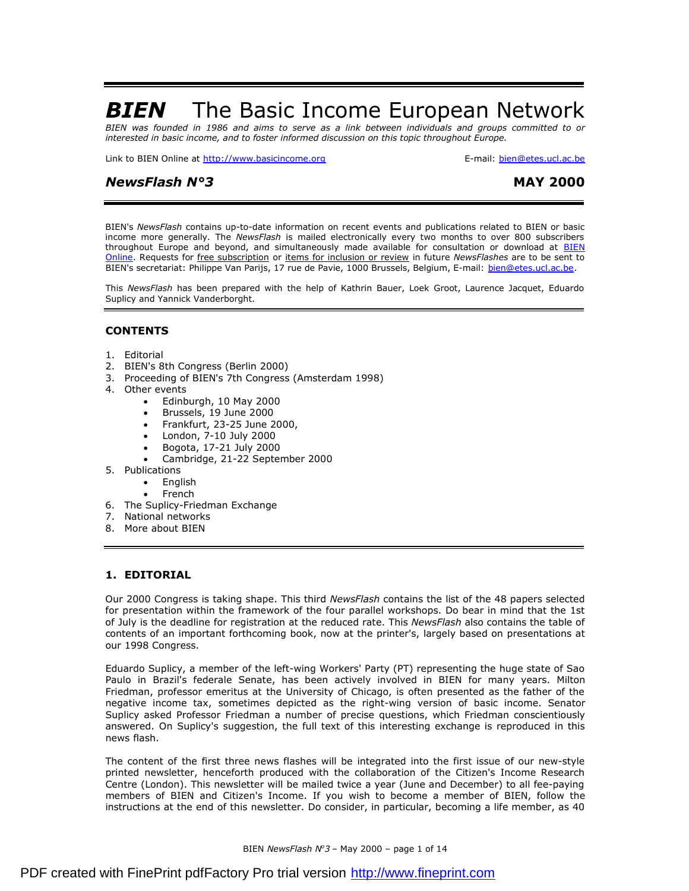# *BIEN* The Basic Income European Network

*BIEN was founded in 1986 and aims to serve as a link between individuals and groups committed to or interested in basic income, and to foster informed discussion on this topic throughout Europe.*

Link to BIEN Online at http://www.basicincome.org E-mail: bien@etes.ucl.ac.be

## *NewsFlash N°3* MAY 2000

BIEN's *NewsFlash* contains up-to-date information on recent events and publications related to BIEN or basic income more generally. The *NewsFlash* is mailed electronically every two months to over 800 subscribers throughout Europe and beyond, and simultaneously made available for consultation or download at BIEN Online. Requests for free subscription or items for inclusion or review in future *NewsFlashes* are to be sent to BIEN's secretariat: Philippe Van Parijs, 17 rue de Pavie, 1000 Brussels, Belgium, E-mail: bien@etes.ucl.ac.be.

This *NewsFlash* has been prepared with the help of Kathrin Bauer, Loek Groot, Laurence Jacquet, Eduardo Suplicy and Yannick Vanderborght.

### CONTENTS

1. Editorial
2. BIEN's 8th Congress (Berlin 2000)
3. Proceeding of BIEN's 7th Congress (Amsterdam 1998)
4. Other events
   - Edinburgh, 10 May 2000
   - Brussels, 19 June 2000
   - Frankfurt, 23-25 June 2000,
   - London, 7-10 July 2000
   - Bogota, 17-21 July 2000
   - Cambridge, 21-22 September 2000
5. Publications
   - English
   - French
6. The Suplicy-Friedman Exchange
7. National networks
8. More about BIEN

### 1. EDITORIAL

Our 2000 Congress is taking shape. This third *NewsFlash* contains the list of the 48 papers selected for presentation within the framework of the four parallel workshops. Do bear in mind that the 1st of July is the deadline for registration at the reduced rate. This *NewsFlash* also contains the table of contents of an important forthcoming book, now at the printer's, largely based on presentations at our 1998 Congress.

Eduardo Suplicy, a member of the left-wing Workers' Party (PT) representing the huge state of Sao Paulo in Brazil's federale Senate, has been actively involved in BIEN for many years. Milton Friedman, professor emeritus at the University of Chicago, is often presented as the father of the negative income tax, sometimes depicted as the right-wing version of basic income. Senator Suplicy asked Professor Friedman a number of precise questions, which Friedman conscientiously answered. On Suplicy's suggestion, the full text of this interesting exchange is reproduced in this news flash.

The content of the first three news flashes will be integrated into the first issue of our new-style printed newsletter, henceforth produced with the collaboration of the Citizen's Income Research Centre (London). This newsletter will be mailed twice a year (June and December) to all fee-paying members of BIEN and Citizen's Income. If you wish to become a member of BIEN, follow the instructions at the end of this newsletter. Do consider, in particular, becoming a life member, as 40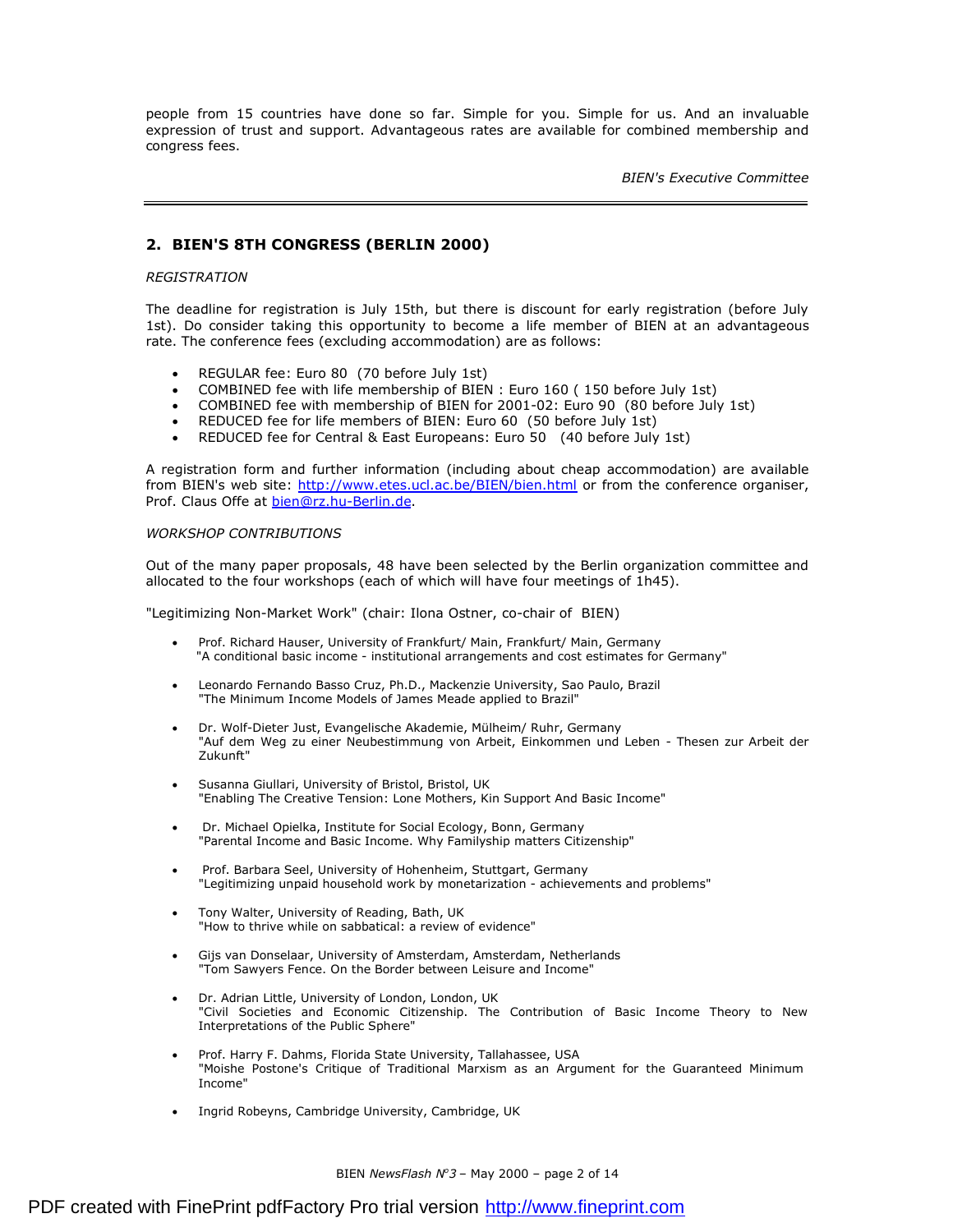people from 15 countries have done so far. Simple for you. Simple for us. And an invaluable expression of trust and support. Advantageous rates are available for combined membership and congress fees.

*BIEN's Executive Committee*

---

## 2. BIEN'S 8TH CONGRESS (BERLIN 2000)

*REGISTRATION*

The deadline for registration is July 15th, but there is discount for early registration (before July 1st). Do consider taking this opportunity to become a life member of BIEN at an advantageous rate. The conference fees (excluding accommodation) are as follows:

- REGULAR fee: Euro 80 (70 before July 1st)
- COMBINED fee with life membership of BIEN : Euro 160 ( 150 before July 1st)
- COMBINED fee with membership of BIEN for 2001-02: Euro 90 (80 before July 1st)
- REDUCED fee for life members of BIEN: Euro 60 (50 before July 1st)
- REDUCED fee for Central & East Europeans: Euro 50 (40 before July 1st)

A registration form and further information (including about cheap accommodation) are available from BIEN's web site: [http://www.etes.ucl.ac.be/BIEN/bien.html](http://www.etes.ucl.ac.be/BIEN/bien.html) or from the conference organiser, Prof. Claus Offe at [bien@rz.hu-Berlin.de](mailto:bien@rz.hu-Berlin.de).

*WORKSHOP CONTRIBUTIONS*

Out of the many paper proposals, 48 have been selected by the Berlin organization committee and allocated to the four workshops (each of which will have four meetings of 1h45).

"Legitimizing Non-Market Work" (chair: Ilona Ostner, co-chair of BIEN)

- Prof. Richard Hauser, University of Frankfurt/ Main, Frankfurt/ Main, Germany
  "A conditional basic income - institutional arrangements and cost estimates for Germany"

- Leonardo Fernando Basso Cruz, Ph.D., Mackenzie University, Sao Paulo, Brazil
  "The Minimum Income Models of James Meade applied to Brazil"

- Dr. Wolf-Dieter Just, Evangelische Akademie, Mülheim/ Ruhr, Germany
  "Auf dem Weg zu einer Neubestimmung von Arbeit, Einkommen und Leben - Thesen zur Arbeit der Zukunft"

- Susanna Giullari, University of Bristol, Bristol, UK
  "Enabling The Creative Tension: Lone Mothers, Kin Support And Basic Income"

- Dr. Michael Opielka, Institute for Social Ecology, Bonn, Germany
  "Parental Income and Basic Income. Why Familyship matters Citizenship"

- Prof. Barbara Seel, University of Hohenheim, Stuttgart, Germany
  "Legitimizing unpaid household work by monetarization - achievements and problems"

- Tony Walter, University of Reading, Bath, UK
  "How to thrive while on sabbatical: a review of evidence"

- Gijs van Donselaar, University of Amsterdam, Amsterdam, Netherlands
  "Tom Sawyers Fence. On the Border between Leisure and Income"

- Dr. Adrian Little, University of London, London, UK
  "Civil Societies and Economic Citizenship. The Contribution of Basic Income Theory to New Interpretations of the Public Sphere"

- Prof. Harry F. Dahms, Florida State University, Tallahassee, USA
  "Moishe Postone's Critique of Traditional Marxism as an Argument for the Guaranteed Minimum Income"

- Ingrid Robeyns, Cambridge University, Cambridge, UK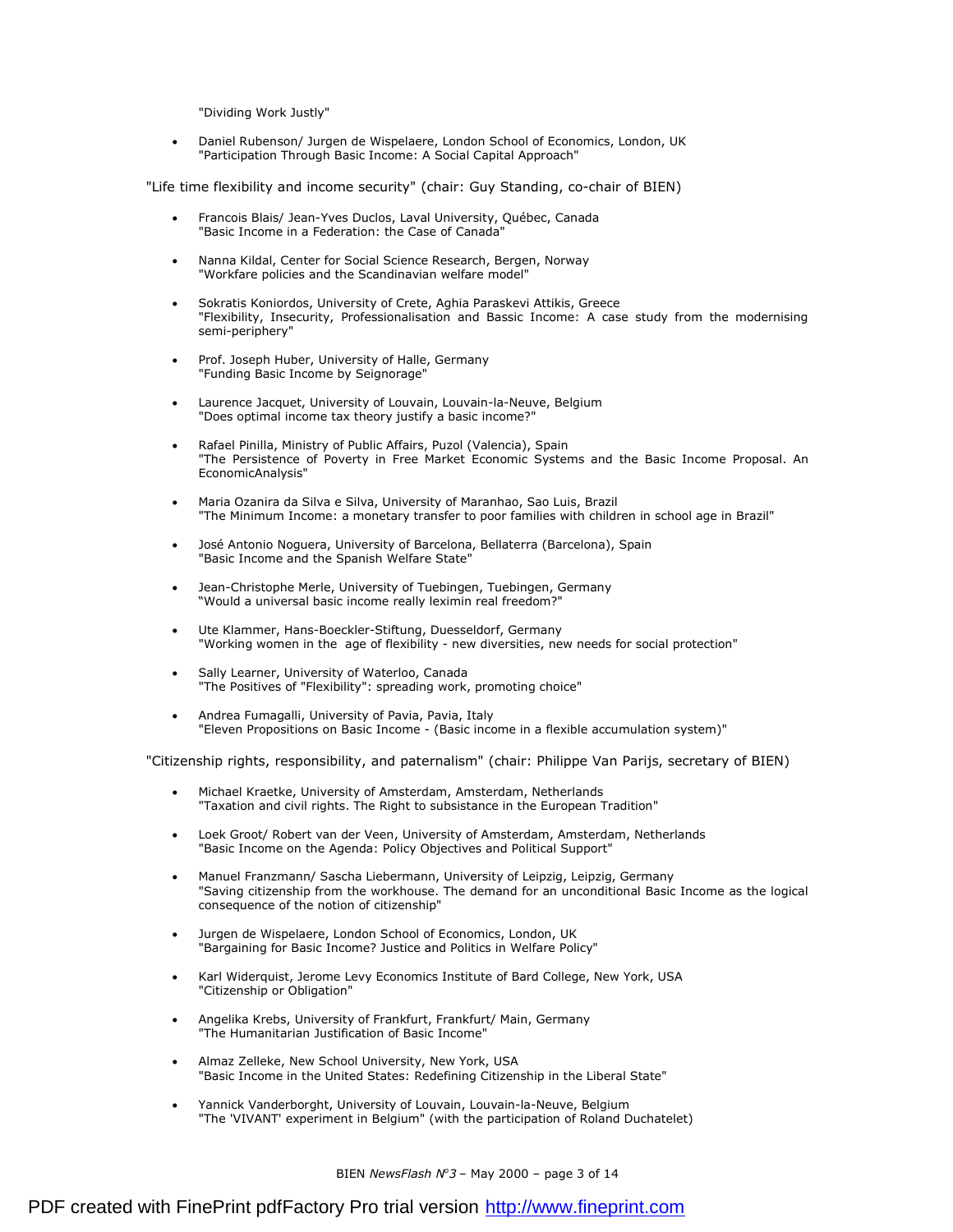"Dividing Work Justly"

- Daniel Rubenson/ Jurgen de Wispelaere, London School of Economics, London, UK
  "Participation Through Basic Income: A Social Capital Approach"

"Life time flexibility and income security" (chair: Guy Standing, co-chair of BIEN)

- Francois Blais/ Jean-Yves Duclos, Laval University, Québec, Canada
  "Basic Income in a Federation: the Case of Canada"

- Nanna Kildal, Center for Social Science Research, Bergen, Norway
  "Workfare policies and the Scandinavian welfare model"

- Sokratis Koniordos, University of Crete, Aghia Paraskevi Attikis, Greece
  "Flexibility, Insecurity, Professionalisation and Bassic Income: A case study from the modernising semi-periphery"

- Prof. Joseph Huber, University of Halle, Germany
  "Funding Basic Income by Seignorage"

- Laurence Jacquet, University of Louvain, Louvain-la-Neuve, Belgium
  "Does optimal income tax theory justify a basic income?"

- Rafael Pinilla, Ministry of Public Affairs, Puzol (Valencia), Spain
  "The Persistence of Poverty in Free Market Economic Systems and the Basic Income Proposal. An EconomicAnalysis"

- Maria Ozanira da Silva e Silva, University of Maranhao, Sao Luis, Brazil
  "The Minimum Income: a monetary transfer to poor families with children in school age in Brazil"

- José Antonio Noguera, University of Barcelona, Bellaterra (Barcelona), Spain
  "Basic Income and the Spanish Welfare State"

- Jean-Christophe Merle, University of Tuebingen, Tuebingen, Germany
  "Would a universal basic income really leximin real freedom?"

- Ute Klammer, Hans-Boeckler-Stiftung, Duesseldorf, Germany
  "Working women in the age of flexibility - new diversities, new needs for social protection"

- Sally Learner, University of Waterloo, Canada
  "The Positives of "Flexibility": spreading work, promoting choice"

- Andrea Fumagalli, University of Pavia, Pavia, Italy
  "Eleven Propositions on Basic Income - (Basic income in a flexible accumulation system)"

"Citizenship rights, responsibility, and paternalism" (chair: Philippe Van Parijs, secretary of BIEN)

- Michael Kraetke, University of Amsterdam, Amsterdam, Netherlands
  "Taxation and civil rights. The Right to subsistance in the European Tradition"

- Loek Groot/ Robert van der Veen, University of Amsterdam, Amsterdam, Netherlands
  "Basic Income on the Agenda: Policy Objectives and Political Support"

- Manuel Franzmann/ Sascha Liebermann, University of Leipzig, Leipzig, Germany
  "Saving citizenship from the workhouse. The demand for an unconditional Basic Income as the logical consequence of the notion of citizenship"

- Jurgen de Wispelaere, London School of Economics, London, UK
  "Bargaining for Basic Income? Justice and Politics in Welfare Policy"

- Karl Widerquist, Jerome Levy Economics Institute of Bard College, New York, USA
  "Citizenship or Obligation"

- Angelika Krebs, University of Frankfurt, Frankfurt/ Main, Germany
  "The Humanitarian Justification of Basic Income"

- Almaz Zelleke, New School University, New York, USA
  "Basic Income in the United States: Redefining Citizenship in the Liberal State"

- Yannick Vanderborght, University of Louvain, Louvain-la-Neuve, Belgium
  "The 'VIVANT' experiment in Belgium" (with the participation of Roland Duchatelet)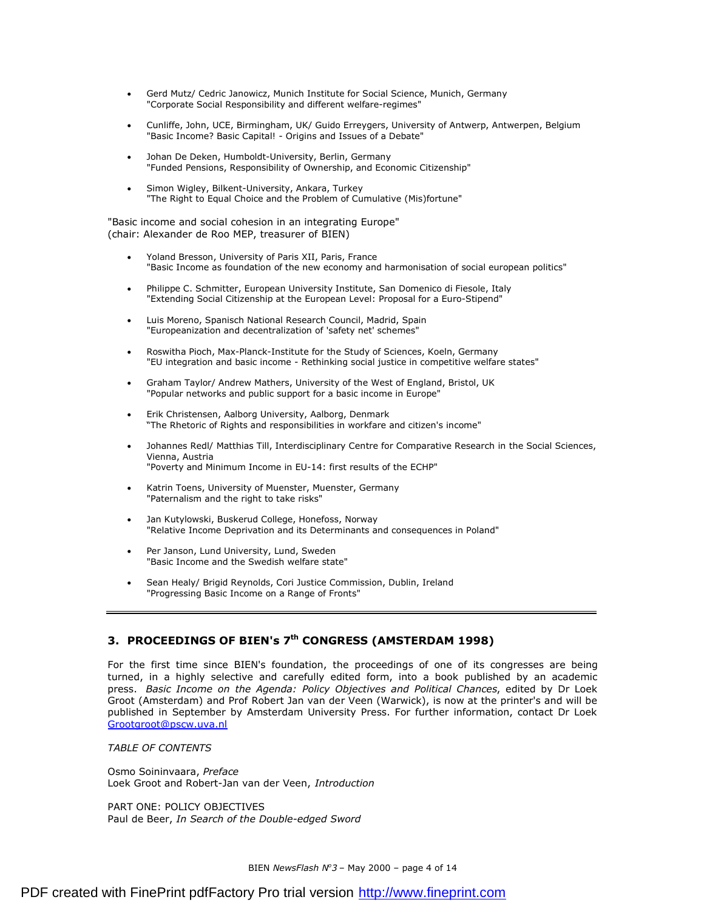- Gerd Mutz/ Cedric Janowicz, Munich Institute for Social Science, Munich, Germany
  "Corporate Social Responsibility and different welfare-regimes"

- Cunliffe, John, UCE, Birmingham, UK/ Guido Erreygers, University of Antwerp, Antwerpen, Belgium
  "Basic Income? Basic Capital! - Origins and Issues of a Debate"

- Johan De Deken, Humboldt-University, Berlin, Germany
  "Funded Pensions, Responsibility of Ownership, and Economic Citizenship"

- Simon Wigley, Bilkent-University, Ankara, Turkey
  "The Right to Equal Choice and the Problem of Cumulative (Mis)fortune"

"Basic income and social cohesion in an integrating Europe"
(chair: Alexander de Roo MEP, treasurer of BIEN)

- Yoland Bresson, University of Paris XII, Paris, France
  "Basic Income as foundation of the new economy and harmonisation of social european politics"

- Philippe C. Schmitter, European University Institute, San Domenico di Fiesole, Italy
  "Extending Social Citizenship at the European Level: Proposal for a Euro-Stipend"

- Luis Moreno, Spanisch National Research Council, Madrid, Spain
  "Europeanization and decentralization of 'safety net' schemes"

- Roswitha Pioch, Max-Planck-Institute for the Study of Sciences, Koeln, Germany
  "EU integration and basic income - Rethinking social justice in competitive welfare states"

- Graham Taylor/ Andrew Mathers, University of the West of England, Bristol, UK
  "Popular networks and public support for a basic income in Europe"

- Erik Christensen, Aalborg University, Aalborg, Denmark
  "The Rhetoric of Rights and responsibilities in workfare and citizen's income"

- Johannes Redl/ Matthias Till, Interdisciplinary Centre for Comparative Research in the Social Sciences, Vienna, Austria
  "Poverty and Minimum Income in EU-14: first results of the ECHP"

- Katrin Toens, University of Muenster, Muenster, Germany
  "Paternalism and the right to take risks"

- Jan Kutylowski, Buskerud College, Honefoss, Norway
  "Relative Income Deprivation and its Determinants and consequences in Poland"

- Per Janson, Lund University, Lund, Sweden
  "Basic Income and the Swedish welfare state"

- Sean Healy/ Brigid Reynolds, Cori Justice Commission, Dublin, Ireland
  "Progressing Basic Income on a Range of Fronts"

---

## 3. PROCEEDINGS OF BIEN's 7th CONGRESS (AMSTERDAM 1998)

For the first time since BIEN's foundation, the proceedings of one of its congresses are being turned, in a highly selective and carefully edited form, into a book published by an academic press. *Basic Income on the Agenda: Policy Objectives and Political Chances*, edited by Dr Loek Groot (Amsterdam) and Prof Robert Jan van der Veen (Warwick), is now at the printer's and will be published in September by Amsterdam University Press. For further information, contact Dr Loek Grootgroot@pscw.uva.nl

*TABLE OF CONTENTS*

Osmo Soininvaara, *Preface*
Loek Groot and Robert-Jan van der Veen, *Introduction*

PART ONE: POLICY OBJECTIVES
Paul de Beer, *In Search of the Double-edged Sword*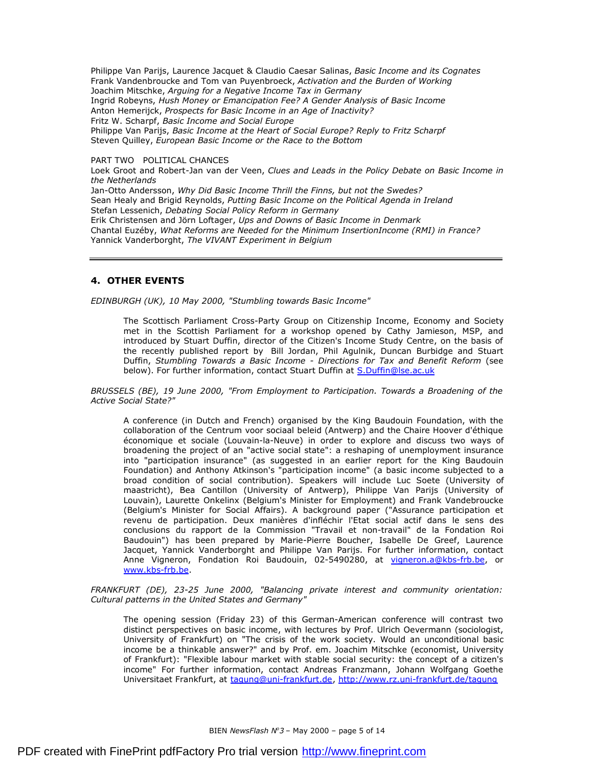Philippe Van Parijs, Laurence Jacquet & Claudio Caesar Salinas, *Basic Income and its Cognates*
Frank Vandenbroucke and Tom van Puyenbroeck, *Activation and the Burden of Working*
Joachim Mitschke, *Arguing for a Negative Income Tax in Germany*
Ingrid Robeyns, *Hush Money or Emancipation Fee? A Gender Analysis of Basic Income*
Anton Hemerijck, *Prospects for Basic Income in an Age of Inactivity?*
Fritz W. Scharpf, *Basic Income and Social Europe*
Philippe Van Parijs, *Basic Income at the Heart of Social Europe? Reply to Fritz Scharpf*
Steven Quilley, *European Basic Income or the Race to the Bottom*

PART TWO POLITICAL CHANCES
Loek Groot and Robert-Jan van der Veen, *Clues and Leads in the Policy Debate on Basic Income in the Netherlands*
Jan-Otto Andersson, *Why Did Basic Income Thrill the Finns, but not the Swedes?*
Sean Healy and Brigid Reynolds, *Putting Basic Income on the Political Agenda in Ireland*
Stefan Lessenich, *Debating Social Policy Reform in Germany*
Erik Christensen and Jörn Loftager, *Ups and Downs of Basic Income in Denmark*
Chantal Euzéby, *What Reforms are Needed for the Minimum InsertionIncome (RMI) in France?*
Yannick Vanderborght, *The VIVANT Experiment in Belgium*

---

## 4. OTHER EVENTS

*EDINBURGH (UK), 10 May 2000, "Stumbling towards Basic Income"*

> The Scottisch Parliament Cross-Party Group on Citizenship Income, Economy and Society met in the Scottish Parliament for a workshop opened by Cathy Jamieson, MSP, and introduced by Stuart Duffin, director of the Citizen's Income Study Centre, on the basis of the recently published report by Bill Jordan, Phil Agulnik, Duncan Burbidge and Stuart Duffin, *Stumbling Towards a Basic Income - Directions for Tax and Benefit Reform* (see below). For further information, contact Stuart Duffin at S.Duffin@lse.ac.uk

*BRUSSELS (BE), 19 June 2000, "From Employment to Participation. Towards a Broadening of the Active Social State?"*

> A conference (in Dutch and French) organised by the King Baudouin Foundation, with the collaboration of the Centrum voor sociaal beleid (Antwerp) and the Chaire Hoover d'éthique économique et sociale (Louvain-la-Neuve) in order to explore and discuss two ways of broadening the project of an "active social state": a reshaping of unemployment insurance into "participation insurance" (as suggested in an earlier report for the King Baudouin Foundation) and Anthony Atkinson's "participation income" (a basic income subjected to a broad condition of social contribution). Speakers will include Luc Soete (University of maastricht), Bea Cantillon (University of Antwerp), Philippe Van Parijs (University of Louvain), Laurette Onkelinx (Belgium's Minister for Employment) and Frank Vandebroucke (Belgium's Minister for Social Affairs). A background paper ("Assurance participation et revenu de participation. Deux manières d'infléchir l'Etat social actif dans le sens des conclusions du rapport de la Commission "Travail et non-travail" de la Fondation Roi Baudouin") has been prepared by Marie-Pierre Boucher, Isabelle De Greef, Laurence Jacquet, Yannick Vanderborght and Philippe Van Parijs. For further information, contact Anne Vigneron, Fondation Roi Baudouin, 02-5490280, at vigneron.a@kbs-frb.be, or www.kbs-frb.be.

*FRANKFURT (DE), 23-25 June 2000, "Balancing private interest and community orientation: Cultural patterns in the United States and Germany"*

> The opening session (Friday 23) of this German-American conference will contrast two distinct perspectives on basic income, with lectures by Prof. Ulrich Oevermann (sociologist, University of Frankfurt) on "The crisis of the work society. Would an unconditional basic income be a thinkable answer?" and by Prof. em. Joachim Mitschke (economist, University of Frankfurt): "Flexible labour market with stable social security: the concept of a citizen's income" For further information, contact Andreas Franzmann, Johann Wolfgang Goethe Universitaet Frankfurt, at tagung@uni-frankfurt.de, http://www.rz.uni-frankfurt.de/tagung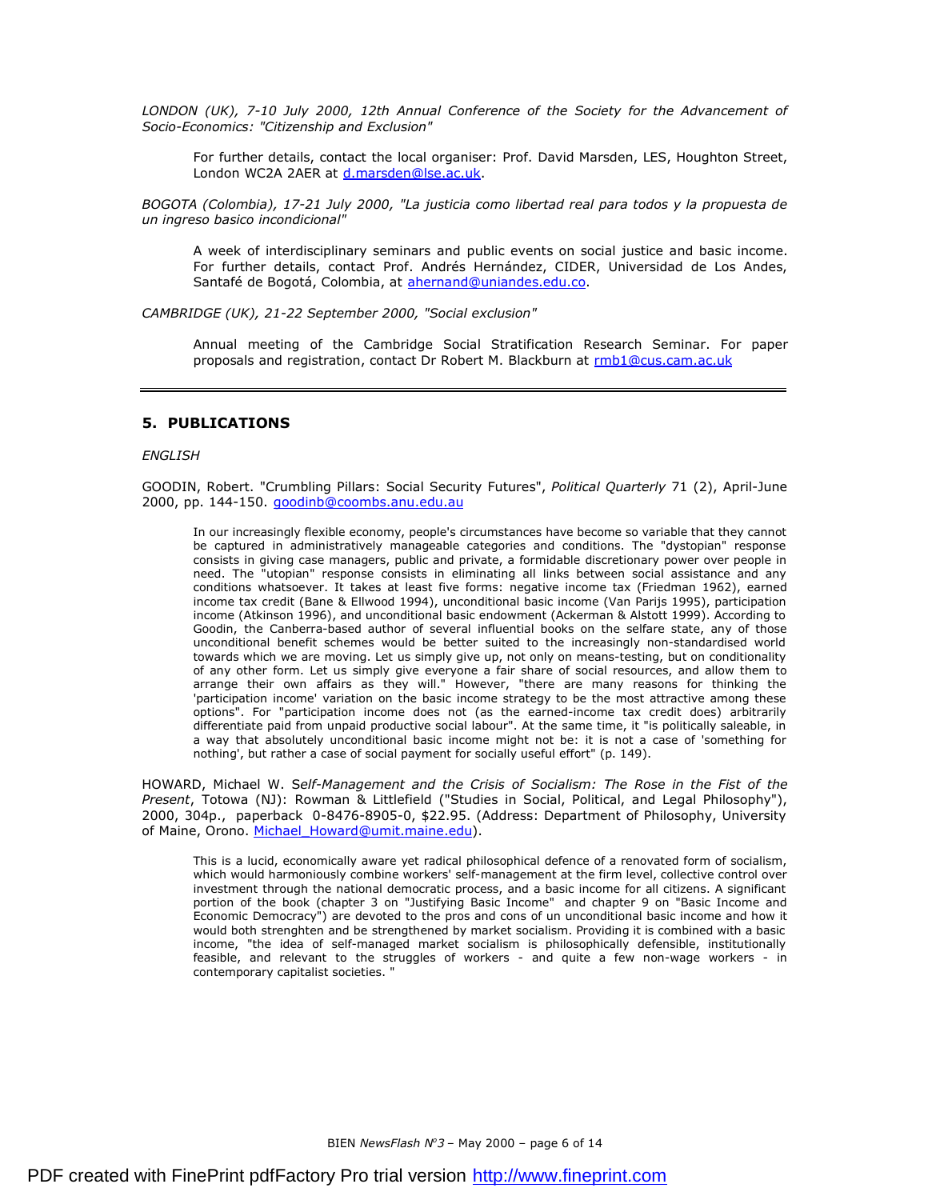*LONDON (UK), 7-10 July 2000, 12th Annual Conference of the Society for the Advancement of Socio-Economics: "Citizenship and Exclusion"*

For further details, contact the local organiser: Prof. David Marsden, LES, Houghton Street, London WC2A 2AER at d.marsden@lse.ac.uk.

*BOGOTA (Colombia), 17-21 July 2000, "La justicia como libertad real para todos y la propuesta de un ingreso basico incondicional"*

A week of interdisciplinary seminars and public events on social justice and basic income. For further details, contact Prof. Andrés Hernández, CIDER, Universidad de Los Andes, Santafé de Bogotá, Colombia, at ahernand@uniandes.edu.co.

*CAMBRIDGE (UK), 21-22 September 2000, "Social exclusion"*

Annual meeting of the Cambridge Social Stratification Research Seminar. For paper proposals and registration, contact Dr Robert M. Blackburn at rmb1@cus.cam.ac.uk

---

## 5. PUBLICATIONS

*ENGLISH*

GOODIN, Robert. "Crumbling Pillars: Social Security Futures", *Political Quarterly* 71 (2), April-June 2000, pp. 144-150. goodinb@coombs.anu.edu.au

In our increasingly flexible economy, people's circumstances have become so variable that they cannot be captured in administratively manageable categories and conditions. The "dystopian" response consists in giving case managers, public and private, a formidable discretionary power over people in need. The "utopian" response consists in eliminating all links between social assistance and any conditions whatsoever. It takes at least five forms: negative income tax (Friedman 1962), earned income tax credit (Bane & Ellwood 1994), unconditional basic income (Van Parijs 1995), participation income (Atkinson 1996), and unconditional basic endowment (Ackerman & Alstott 1999). According to Goodin, the Canberra-based author of several influential books on the selfare state, any of those unconditional benefit schemes would be better suited to the increasingly non-standardised world towards which we are moving. Let us simply give up, not only on means-testing, but on conditionality of any other form. Let us simply give everyone a fair share of social resources, and allow them to arrange their own affairs as they will." However, "there are many reasons for thinking the 'participation income' variation on the basic income strategy to be the most attractive among these options". For "participation income does not (as the earned-income tax credit does) arbitrarily differentiate paid from unpaid productive social labour". At the same time, it "is politically saleable, in a way that absolutely unconditional basic income might not be: it is not a case of 'something for nothing', but rather a case of social payment for socially useful effort" (p. 149).

HOWARD, Michael W. *Self-Management and the Crisis of Socialism: The Rose in the Fist of the Present*, Totowa (NJ): Rowman & Littlefield ("Studies in Social, Political, and Legal Philosophy"), 2000, 304p., paperback 0-8476-8905-0, $22.95. (Address: Department of Philosophy, University of Maine, Orono. Michael_Howard@umit.maine.edu).

This is a lucid, economically aware yet radical philosophical defence of a renovated form of socialism, which would harmoniously combine workers' self-management at the firm level, collective control over investment through the national democratic process, and a basic income for all citizens. A significant portion of the book (chapter 3 on "Justifying Basic Income" and chapter 9 on "Basic Income and Economic Democracy") are devoted to the pros and cons of un unconditional basic income and how it would both strenghten and be strengthened by market socialism. Providing it is combined with a basic income, "the idea of self-managed market socialism is philosophically defensible, institutionally feasible, and relevant to the struggles of workers - and quite a few non-wage workers - in contemporary capitalist societies. "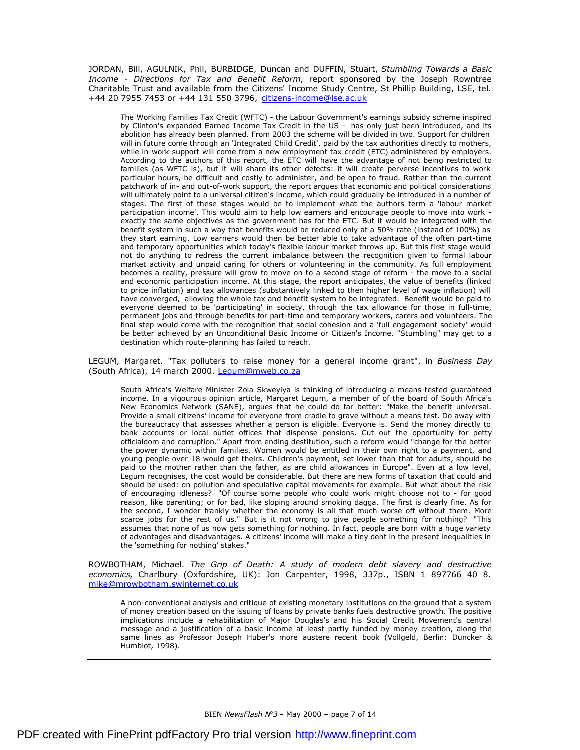JORDAN, Bill, AGULNIK, Phil, BURBIDGE, Duncan and DUFFIN, Stuart, *Stumbling Towards a Basic Income - Directions for Tax and Benefit Reform*, report sponsored by the Joseph Rowntree Charitable Trust and available from the Citizens' Income Study Centre, St Phillip Building, LSE, tel. +44 20 7955 7453 or +44 131 550 3796, citizens-income@lse.ac.uk

> The Working Families Tax Credit (WFTC) - the Labour Government's earnings subsidy scheme inspired by Clinton's expanded Earned Income Tax Credit in the US - has only just been introduced, and its abolition has already been planned. From 2003 the scheme will be divided in two. Support for children will in future come through an 'Integrated Child Credit', paid by the tax authorities directly to mothers, while in-work support will come from a new employment tax credit (ETC) administered by employers. According to the authors of this report, the ETC will have the advantage of not being restricted to families (as WFTC is), but it will share its other defects: it will create perverse incentives to work particular hours, be difficult and costly to administer, and be open to fraud. Rather than the current patchwork of in- and out-of-work support, the report argues that economic and political considerations will ultimately point to a universal citizen's income, which could gradually be introduced in a number of stages. The first of these stages would be to implement what the authors term a 'labour market participation income'. This would aim to help low earners and encourage people to move into work - exactly the same objectives as the government has for the ETC. But it would be integrated with the benefit system in such a way that benefits would be reduced only at a 50% rate (instead of 100%) as they start earning. Low earners would then be better able to take advantage of the often part-time and temporary opportunities which today's flexible labour market throws up. But this first stage would not do anything to redress the current imbalance between the recognition given to formal labour market activity and unpaid caring for others or volunteering in the community. As full employment becomes a reality, pressure will grow to move on to a second stage of reform - the move to a social and economic participation income. At this stage, the report anticipates, the value of benefits (linked to price inflation) and tax allowances (substantively linked to then higher level of wage inflation) will have converged, allowing the whole tax and benefit system to be integrated. Benefit would be paid to everyone deemed to be 'participating' in society, through the tax allowance for those in full-time, permanent jobs and through benefits for part-time and temporary workers, carers and volunteers. The final step would come with the recognition that social cohesion and a 'full engagement society' would be better achieved by an Unconditional Basic Income or Citizen's Income. "Stumbling" may get to a destination which route-planning has failed to reach.

LEGUM, Margaret. "Tax polluters to raise money for a general income grant", in *Business Day* (South Africa), 14 march 2000. Legum@mweb.co.za

> South Africa's Welfare Minister Zola Skweyiya is thinking of introducing a means-tested guaranteed income. In a vigourous opinion article, Margaret Legum, a member of of the board of South Africa's New Economics Network (SANE), argues that he could do far better: "Make the benefit universal. Provide a small citizens' income for everyone from cradle to grave without a means test. Do away with the bureaucracy that assesses whether a person is eligible. Everyone is. Send the money directly to bank accounts or local outlet offices that dispense pensions. Cut out the opportunity for petty officialdom and corruption." Apart from ending destitution, such a reform would "change for the better the power dynamic within families. Women would be entitled in their own right to a payment, and young people over 18 would get theirs. Children's payment, set lower than that for adults, should be paid to the mother rather than the father, as are child allowances in Europe". Even at a low level, Legum recognises, the cost would be considerable. But there are new forms of taxation that could and should be used: on pollution and speculative capital movements for example. But what about the risk of encouraging idleness? "Of course some people who could work might choose not to - for good reason, like parenting; or for bad, like sloping around smoking dagga. The first is clearly fine. As for the second, I wonder frankly whether the economy is all that much worse off without them. More scarce jobs for the rest of us." But is it not wrong to give people something for nothing? "This assumes that none of us now gets something for nothing. In fact, people are born with a huge variety of advantages and disadvantages. A citizens' income will make a tiny dent in the present inequalities in the 'something for nothing' stakes."

ROWBOTHAM, Michael. *The Grip of Death: A study of modern debt slavery and destructive economics*, Charlbury (Oxfordshire, UK): Jon Carpenter, 1998, 337p., ISBN 1 897766 40 8. mike@mrowbotham.swinternet.co.uk

> A non-conventional analysis and critique of existing monetary institutions on the ground that a system of money creation based on the issuing of loans by private banks fuels destructive growth. The positive implications include a rehabilitation of Major Douglas's and his Social Credit Movement's central message and a justification of a basic income at least partly funded by money creation, along the same lines as Professor Joseph Huber's more austere recent book (Vollgeld, Berlin: Duncker & Humblot, 1998).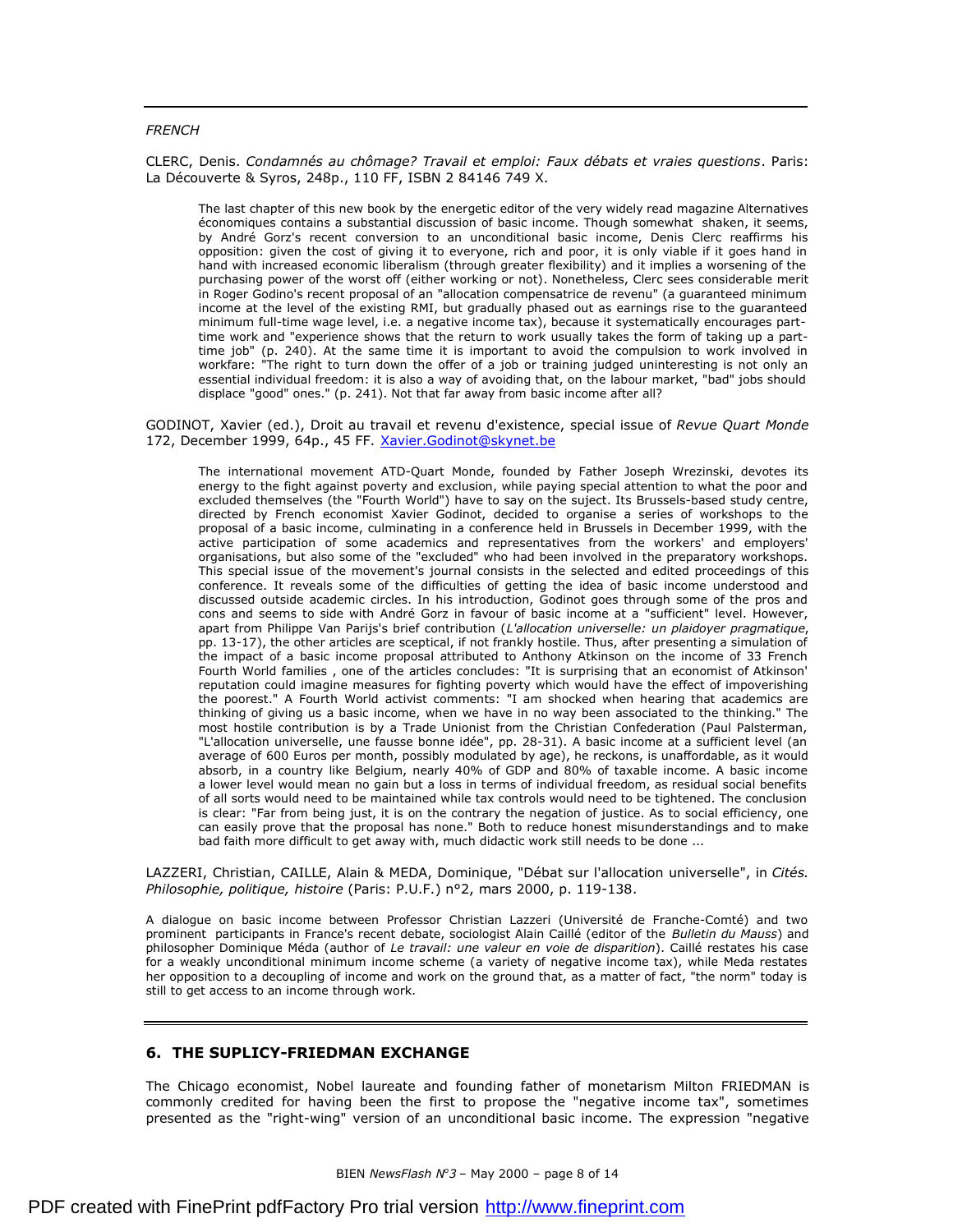*FRENCH*

CLERC, Denis. *Condamnés au chômage? Travail et emploi: Faux débats et vraies questions*. Paris: La Découverte & Syros, 248p., 110 FF, ISBN 2 84146 749 X.

> The last chapter of this new book by the energetic editor of the very widely read magazine Alternatives économiques contains a substantial discussion of basic income. Though somewhat shaken, it seems, by André Gorz's recent conversion to an unconditional basic income, Denis Clerc reaffirms his opposition: given the cost of giving it to everyone, rich and poor, it is only viable if it goes hand in hand with increased economic liberalism (through greater flexibility) and it implies a worsening of the purchasing power of the worst off (either working or not). Nonetheless, Clerc sees considerable merit in Roger Godino's recent proposal of an "allocation compensatrice de revenu" (a guaranteed minimum income at the level of the existing RMI, but gradually phased out as earnings rise to the guaranteed minimum full-time wage level, i.e. a negative income tax), because it systematically encourages part-time work and "experience shows that the return to work usually takes the form of taking up a part-time job" (p. 240). At the same time it is important to avoid the compulsion to work involved in workfare: "The right to turn down the offer of a job or training judged uninteresting is not only an essential individual freedom: it is also a way of avoiding that, on the labour market, "bad" jobs should displace "good" ones." (p. 241). Not that far away from basic income after all?

GODINOT, Xavier (ed.), Droit au travail et revenu d'existence, special issue of *Revue Quart Monde* 172, December 1999, 64p., 45 FF. Xavier.Godinot@skynet.be

> The international movement ATD-Quart Monde, founded by Father Joseph Wrezinski, devotes its energy to the fight against poverty and exclusion, while paying special attention to what the poor and excluded themselves (the "Fourth World") have to say on the suject. Its Brussels-based study centre, directed by French economist Xavier Godinot, decided to organise a series of workshops to the proposal of a basic income, culminating in a conference held in Brussels in December 1999, with the active participation of some academics and representatives from the workers' and employers' organisations, but also some of the "excluded" who had been involved in the preparatory workshops. This special issue of the movement's journal consists in the selected and edited proceedings of this conference. It reveals some of the difficulties of getting the idea of basic income understood and discussed outside academic circles. In his introduction, Godinot goes through some of the pros and cons and seems to side with André Gorz in favour of basic income at a "sufficient" level. However, apart from Philippe Van Parijs's brief contribution (*L'allocation universelle: un plaidoyer pragmatique*, pp. 13-17), the other articles are sceptical, if not frankly hostile. Thus, after presenting a simulation of the impact of a basic income proposal attributed to Anthony Atkinson on the income of 33 French Fourth World families , one of the articles concludes: "It is surprising that an economist of Atkinson' reputation could imagine measures for fighting poverty which would have the effect of impoverishing the poorest." A Fourth World activist comments: "I am shocked when hearing that academics are thinking of giving us a basic income, when we have in no way been associated to the thinking." The most hostile contribution is by a Trade Unionist from the Christian Confederation (Paul Palsterman, "L'allocation universelle, une fausse bonne idée", pp. 28-31). A basic income at a sufficient level (an average of 600 Euros per month, possibly modulated by age), he reckons, is unaffordable, as it would absorb, in a country like Belgium, nearly 40% of GDP and 80% of taxable income. A basic income a lower level would mean no gain but a loss in terms of individual freedom, as residual social benefits of all sorts would need to be maintained while tax controls would need to be tightened. The conclusion is clear: "Far from being just, it is on the contrary the negation of justice. As to social efficiency, one can easily prove that the proposal has none." Both to reduce honest misunderstandings and to make bad faith more difficult to get away with, much didactic work still needs to be done ...

LAZZERI, Christian, CAILLE, Alain & MEDA, Dominique, "Débat sur l'allocation universelle", in *Cités. Philosophie, politique, histoire* (Paris: P.U.F.) n°2, mars 2000, p. 119-138.

A dialogue on basic income between Professor Christian Lazzeri (Université de Franche-Comté) and two prominent participants in France's recent debate, sociologist Alain Caillé (editor of the *Bulletin du Mauss*) and philosopher Dominique Méda (author of *Le travail: une valeur en voie de disparition*). Caillé restates his case for a weakly unconditional minimum income scheme (a variety of negative income tax), while Meda restates her opposition to a decoupling of income and work on the ground that, as a matter of fact, "the norm" today is still to get access to an income through work.

## 6. THE SUPLICY-FRIEDMAN EXCHANGE

The Chicago economist, Nobel laureate and founding father of monetarism Milton FRIEDMAN is commonly credited for having been the first to propose the "negative income tax", sometimes presented as the "right-wing" version of an unconditional basic income. The expression "negative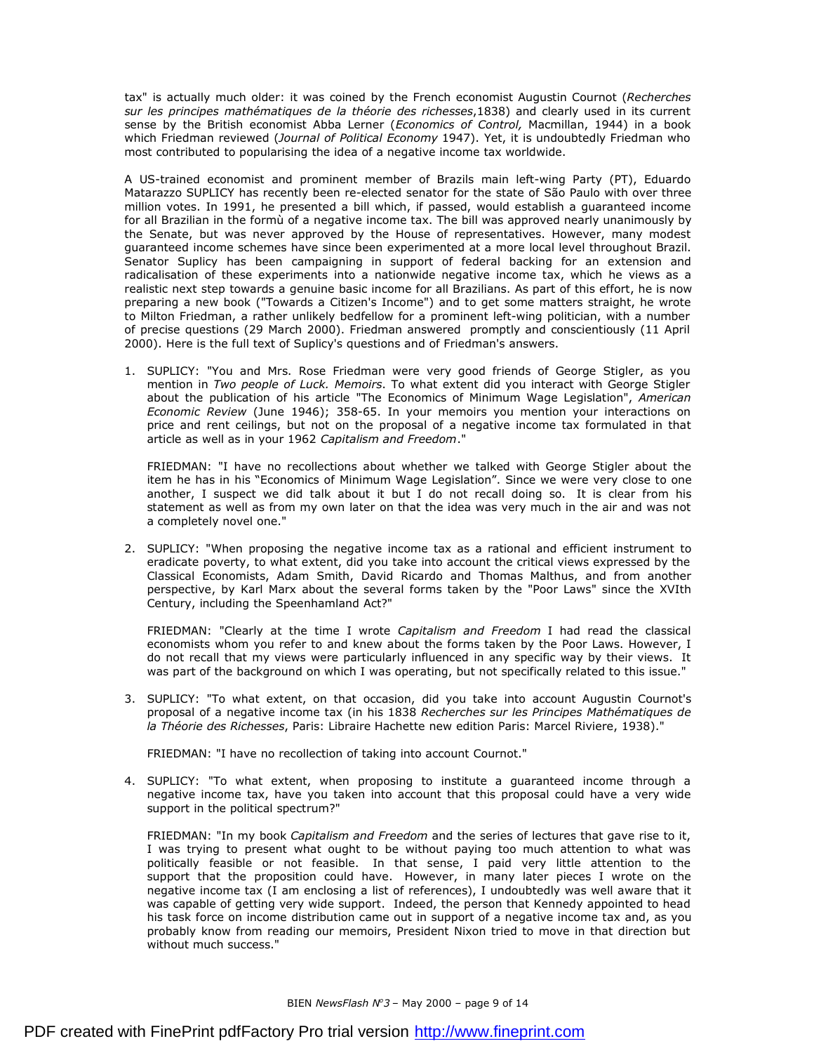tax" is actually much older: it was coined by the French economist Augustin Cournot (*Recherches sur les principes mathématiques de la théorie des richesses*,1838) and clearly used in its current sense by the British economist Abba Lerner (*Economics of Control,* Macmillan, 1944) in a book which Friedman reviewed (*Journal of Political Economy* 1947). Yet, it is undoubtedly Friedman who most contributed to popularising the idea of a negative income tax worldwide.

A US-trained economist and prominent member of Brazils main left-wing Party (PT), Eduardo Matarazzo SUPLICY has recently been re-elected senator for the state of São Paulo with over three million votes. In 1991, he presented a bill which, if passed, would establish a guaranteed income for all Brazilian in the formù of a negative income tax. The bill was approved nearly unanimously by the Senate, but was never approved by the House of representatives. However, many modest guaranteed income schemes have since been experimented at a more local level throughout Brazil. Senator Suplicy has been campaigning in support of federal backing for an extension and radicalisation of these experiments into a nationwide negative income tax, which he views as a realistic next step towards a genuine basic income for all Brazilians. As part of this effort, he is now preparing a new book ("Towards a Citizen's Income") and to get some matters straight, he wrote to Milton Friedman, a rather unlikely bedfellow for a prominent left-wing politician, with a number of precise questions (29 March 2000). Friedman answered promptly and conscientiously (11 April 2000). Here is the full text of Suplicy's questions and of Friedman's answers.

1. SUPLICY: "You and Mrs. Rose Friedman were very good friends of George Stigler, as you mention in *Two people of Luck. Memoirs*. To what extent did you interact with George Stigler about the publication of his article "The Economics of Minimum Wage Legislation", *American Economic Review* (June 1946); 358-65. In your memoirs you mention your interactions on price and rent ceilings, but not on the proposal of a negative income tax formulated in that article as well as in your 1962 *Capitalism and Freedom*."

   FRIEDMAN: "I have no recollections about whether we talked with George Stigler about the item he has in his "Economics of Minimum Wage Legislation". Since we were very close to one another, I suspect we did talk about it but I do not recall doing so. It is clear from his statement as well as from my own later on that the idea was very much in the air and was not a completely novel one."

2. SUPLICY: "When proposing the negative income tax as a rational and efficient instrument to eradicate poverty, to what extent, did you take into account the critical views expressed by the Classical Economists, Adam Smith, David Ricardo and Thomas Malthus, and from another perspective, by Karl Marx about the several forms taken by the "Poor Laws" since the XVIth Century, including the Speenhamland Act?"

   FRIEDMAN: "Clearly at the time I wrote *Capitalism and Freedom* I had read the classical economists whom you refer to and knew about the forms taken by the Poor Laws. However, I do not recall that my views were particularly influenced in any specific way by their views. It was part of the background on which I was operating, but not specifically related to this issue."

3. SUPLICY: "To what extent, on that occasion, did you take into account Augustin Cournot's proposal of a negative income tax (in his 1838 *Recherches sur les Principes Mathématiques de la Théorie des Richesses*, Paris: Libraire Hachette new edition Paris: Marcel Riviere, 1938)."

   FRIEDMAN: "I have no recollection of taking into account Cournot."

4. SUPLICY: "To what extent, when proposing to institute a guaranteed income through a negative income tax, have you taken into account that this proposal could have a very wide support in the political spectrum?"

   FRIEDMAN: "In my book *Capitalism and Freedom* and the series of lectures that gave rise to it, I was trying to present what ought to be without paying too much attention to what was politically feasible or not feasible. In that sense, I paid very little attention to the support that the proposition could have. However, in many later pieces I wrote on the negative income tax (I am enclosing a list of references), I undoubtedly was well aware that it was capable of getting very wide support. Indeed, the person that Kennedy appointed to head his task force on income distribution came out in support of a negative income tax and, as you probably know from reading our memoirs, President Nixon tried to move in that direction but without much success."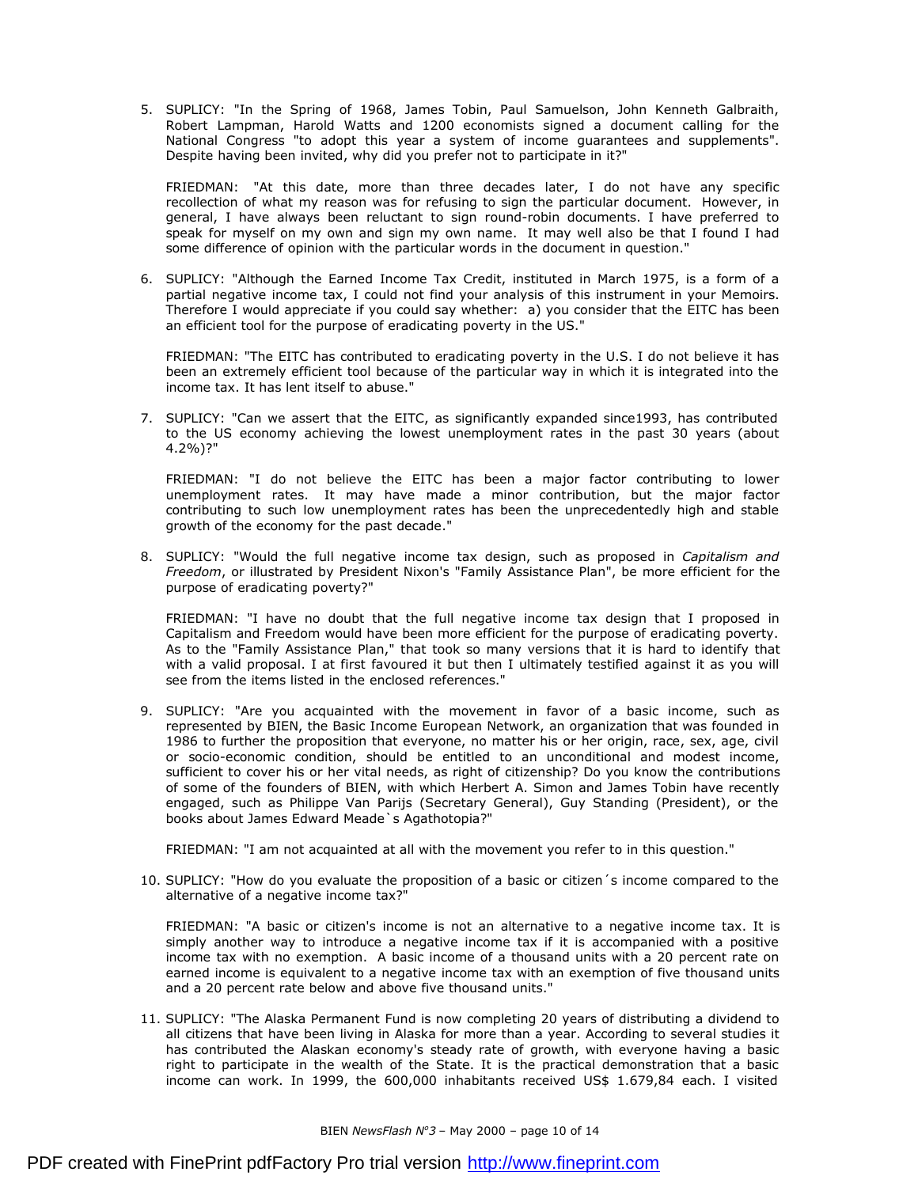5. SUPLICY: "In the Spring of 1968, James Tobin, Paul Samuelson, John Kenneth Galbraith, Robert Lampman, Harold Watts and 1200 economists signed a document calling for the National Congress "to adopt this year a system of income guarantees and supplements". Despite having been invited, why did you prefer not to participate in it?"

   FRIEDMAN: "At this date, more than three decades later, I do not have any specific recollection of what my reason was for refusing to sign the particular document. However, in general, I have always been reluctant to sign round-robin documents. I have preferred to speak for myself on my own and sign my own name. It may well also be that I found I had some difference of opinion with the particular words in the document in question."

6. SUPLICY: "Although the Earned Income Tax Credit, instituted in March 1975, is a form of a partial negative income tax, I could not find your analysis of this instrument in your Memoirs. Therefore I would appreciate if you could say whether: a) you consider that the EITC has been an efficient tool for the purpose of eradicating poverty in the US."

   FRIEDMAN: "The EITC has contributed to eradicating poverty in the U.S. I do not believe it has been an extremely efficient tool because of the particular way in which it is integrated into the income tax. It has lent itself to abuse."

7. SUPLICY: "Can we assert that the EITC, as significantly expanded since1993, has contributed to the US economy achieving the lowest unemployment rates in the past 30 years (about 4.2%)?"

   FRIEDMAN: "I do not believe the EITC has been a major factor contributing to lower unemployment rates. It may have made a minor contribution, but the major factor contributing to such low unemployment rates has been the unprecedentedly high and stable growth of the economy for the past decade."

8. SUPLICY: "Would the full negative income tax design, such as proposed in *Capitalism and Freedom*, or illustrated by President Nixon's "Family Assistance Plan", be more efficient for the purpose of eradicating poverty?"

   FRIEDMAN: "I have no doubt that the full negative income tax design that I proposed in Capitalism and Freedom would have been more efficient for the purpose of eradicating poverty. As to the "Family Assistance Plan," that took so many versions that it is hard to identify that with a valid proposal. I at first favoured it but then I ultimately testified against it as you will see from the items listed in the enclosed references."

9. SUPLICY: "Are you acquainted with the movement in favor of a basic income, such as represented by BIEN, the Basic Income European Network, an organization that was founded in 1986 to further the proposition that everyone, no matter his or her origin, race, sex, age, civil or socio-economic condition, should be entitled to an unconditional and modest income, sufficient to cover his or her vital needs, as right of citizenship? Do you know the contributions of some of the founders of BIEN, with which Herbert A. Simon and James Tobin have recently engaged, such as Philippe Van Parijs (Secretary General), Guy Standing (President), or the books about James Edward Meade`s Agathotopia?"

   FRIEDMAN: "I am not acquainted at all with the movement you refer to in this question."

10. SUPLICY: "How do you evaluate the proposition of a basic or citizen´s income compared to the alternative of a negative income tax?"

    FRIEDMAN: "A basic or citizen's income is not an alternative to a negative income tax. It is simply another way to introduce a negative income tax if it is accompanied with a positive income tax with no exemption. A basic income of a thousand units with a 20 percent rate on earned income is equivalent to a negative income tax with an exemption of five thousand units and a 20 percent rate below and above five thousand units."

11. SUPLICY: "The Alaska Permanent Fund is now completing 20 years of distributing a dividend to all citizens that have been living in Alaska for more than a year. According to several studies it has contributed the Alaskan economy's steady rate of growth, with everyone having a basic right to participate in the wealth of the State. It is the practical demonstration that a basic income can work. In 1999, the 600,000 inhabitants received US$ 1.679,84 each. I visited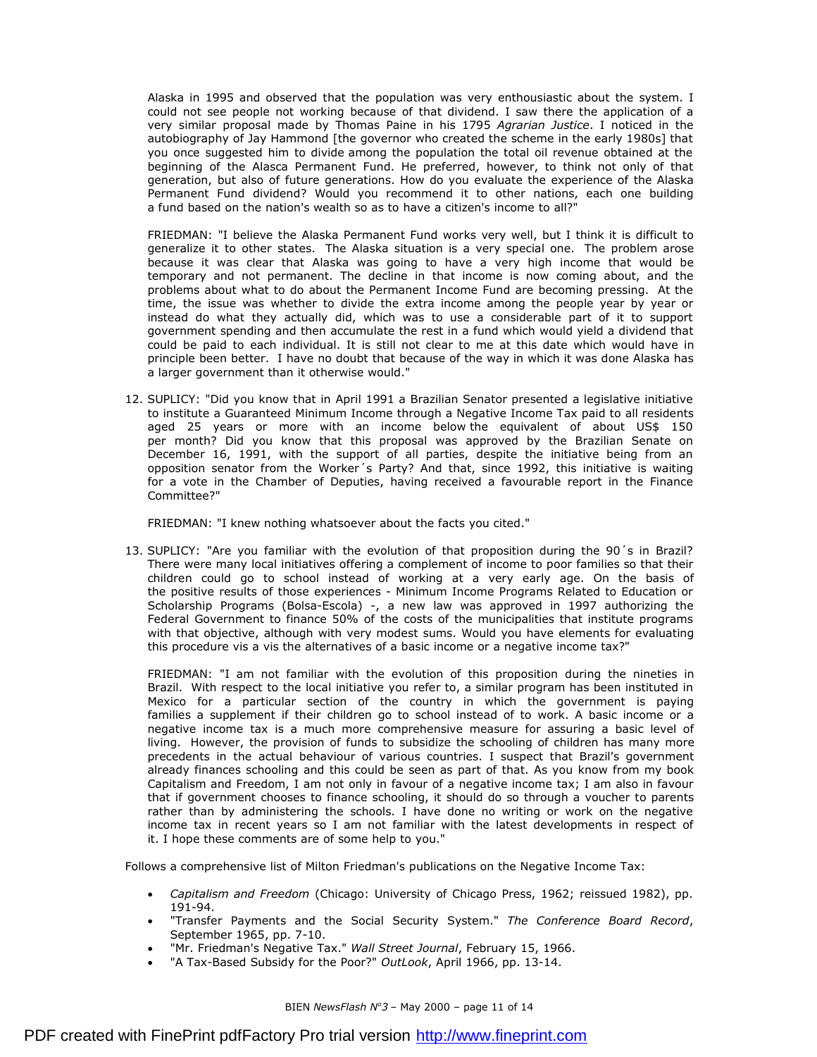Alaska in 1995 and observed that the population was very enthousiastic about the system. I could not see people not working because of that dividend. I saw there the application of a very similar proposal made by Thomas Paine in his 1795 *Agrarian Justice*. I noticed in the autobiography of Jay Hammond [the governor who created the scheme in the early 1980s] that you once suggested him to divide among the population the total oil revenue obtained at the beginning of the Alasca Permanent Fund. He preferred, however, to think not only of that generation, but also of future generations. How do you evaluate the experience of the Alaska Permanent Fund dividend? Would you recommend it to other nations, each one building a fund based on the nation's wealth so as to have a citizen's income to all?"

FRIEDMAN: "I believe the Alaska Permanent Fund works very well, but I think it is difficult to generalize it to other states. The Alaska situation is a very special one. The problem arose because it was clear that Alaska was going to have a very high income that would be temporary and not permanent. The decline in that income is now coming about, and the problems about what to do about the Permanent Income Fund are becoming pressing. At the time, the issue was whether to divide the extra income among the people year by year or instead do what they actually did, which was to use a considerable part of it to support government spending and then accumulate the rest in a fund which would yield a dividend that could be paid to each individual. It is still not clear to me at this date which would have in principle been better. I have no doubt that because of the way in which it was done Alaska has a larger government than it otherwise would."

12. SUPLICY: "Did you know that in April 1991 a Brazilian Senator presented a legislative initiative to institute a Guaranteed Minimum Income through a Negative Income Tax paid to all residents aged 25 years or more with an income below the equivalent of about US$ 150 per month? Did you know that this proposal was approved by the Brazilian Senate on December 16, 1991, with the support of all parties, despite the initiative being from an opposition senator from the Worker´s Party? And that, since 1992, this initiative is waiting for a vote in the Chamber of Deputies, having received a favourable report in the Finance Committee?"

    FRIEDMAN: "I knew nothing whatsoever about the facts you cited."

13. SUPLICY: "Are you familiar with the evolution of that proposition during the 90´s in Brazil? There were many local initiatives offering a complement of income to poor families so that their children could go to school instead of working at a very early age. On the basis of the positive results of those experiences - Minimum Income Programs Related to Education or Scholarship Programs (Bolsa-Escola) -, a new law was approved in 1997 authorizing the Federal Government to finance 50% of the costs of the municipalities that institute programs with that objective, although with very modest sums. Would you have elements for evaluating this procedure vis a vis the alternatives of a basic income or a negative income tax?"

    FRIEDMAN: "I am not familiar with the evolution of this proposition during the nineties in Brazil. With respect to the local initiative you refer to, a similar program has been instituted in Mexico for a particular section of the country in which the government is paying families a supplement if their children go to school instead of to work. A basic income or a negative income tax is a much more comprehensive measure for assuring a basic level of living. However, the provision of funds to subsidize the schooling of children has many more precedents in the actual behaviour of various countries. I suspect that Brazil's government already finances schooling and this could be seen as part of that. As you know from my book Capitalism and Freedom, I am not only in favour of a negative income tax; I am also in favour that if government chooses to finance schooling, it should do so through a voucher to parents rather than by administering the schools. I have done no writing or work on the negative income tax in recent years so I am not familiar with the latest developments in respect of it. I hope these comments are of some help to you."

Follows a comprehensive list of Milton Friedman's publications on the Negative Income Tax:

- *Capitalism and Freedom* (Chicago: University of Chicago Press, 1962; reissued 1982), pp. 191-94.
- "Transfer Payments and the Social Security System." *The Conference Board Record*, September 1965, pp. 7-10.
- "Mr. Friedman's Negative Tax." *Wall Street Journal*, February 15, 1966.
- "A Tax-Based Subsidy for the Poor?" *OutLook*, April 1966, pp. 13-14.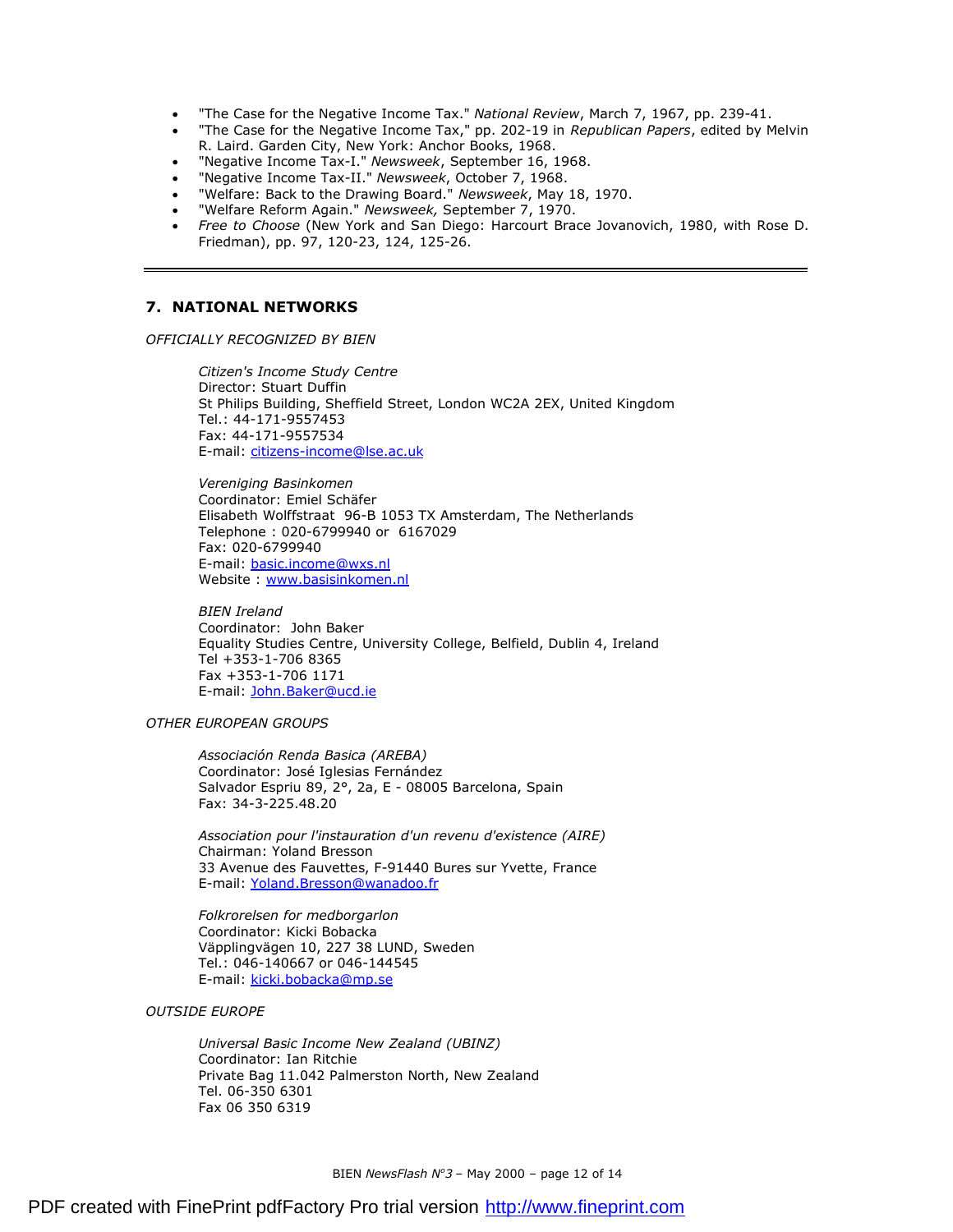- "The Case for the Negative Income Tax." *National Review*, March 7, 1967, pp. 239-41.
- "The Case for the Negative Income Tax," pp. 202-19 in *Republican Papers*, edited by Melvin R. Laird. Garden City, New York: Anchor Books, 1968.
- "Negative Income Tax-I." *Newsweek*, September 16, 1968.
- "Negative Income Tax-II." *Newsweek*, October 7, 1968.
- "Welfare: Back to the Drawing Board." *Newsweek*, May 18, 1970.
- "Welfare Reform Again." *Newsweek,* September 7, 1970.
- *Free to Choose* (New York and San Diego: Harcourt Brace Jovanovich, 1980, with Rose D. Friedman), pp. 97, 120-23, 124, 125-26.

---

## 7. NATIONAL NETWORKS

*OFFICIALLY RECOGNIZED BY BIEN*

*Citizen's Income Study Centre*
Director: Stuart Duffin
St Philips Building, Sheffield Street, London WC2A 2EX, United Kingdom
Tel.: 44-171-9557453
Fax: 44-171-9557534
E-mail: citizens-income@lse.ac.uk

*Vereniging Basinkomen*
Coordinator: Emiel Schäfer
Elisabeth Wolffstraat 96-B 1053 TX Amsterdam, The Netherlands
Telephone : 020-6799940 or 6167029
Fax: 020-6799940
E-mail: basic.income@wxs.nl
Website : www.basisinkomen.nl

*BIEN Ireland*
Coordinator: John Baker
Equality Studies Centre, University College, Belfield, Dublin 4, Ireland
Tel +353-1-706 8365
Fax +353-1-706 1171
E-mail: John.Baker@ucd.ie

*OTHER EUROPEAN GROUPS*

*Associación Renda Basica (AREBA)*
Coordinator: José Iglesias Fernández
Salvador Espriu 89, 2°, 2a, E - 08005 Barcelona, Spain
Fax: 34-3-225.48.20

*Association pour l'instauration d'un revenu d'existence (AIRE)*
Chairman: Yoland Bresson
33 Avenue des Fauvettes, F-91440 Bures sur Yvette, France
E-mail: Yoland.Bresson@wanadoo.fr

*Folkrorelsen for medborgarlon*
Coordinator: Kicki Bobacka
Väpplingvägen 10, 227 38 LUND, Sweden
Tel.: 046-140667 or 046-144545
E-mail: kicki.bobacka@mp.se

*OUTSIDE EUROPE*

*Universal Basic Income New Zealand (UBINZ)*
Coordinator: Ian Ritchie
Private Bag 11.042 Palmerston North, New Zealand
Tel. 06-350 6301
Fax 06 350 6319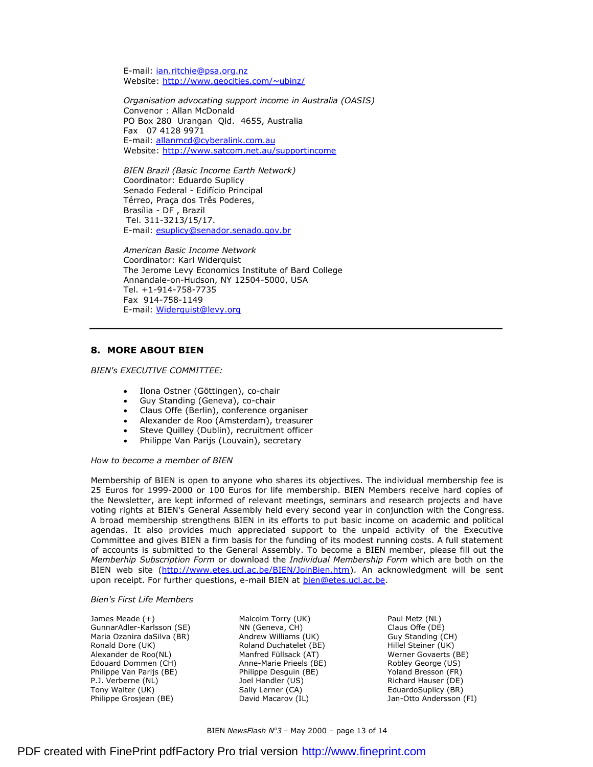E-mail: ian.ritchie@psa.org.nz
Website: http://www.geocities.com/~ubinz/

*Organisation advocating support income in Australia (OASIS)*
Convenor : Allan McDonald
PO Box 280 Urangan Qld. 4655, Australia
Fax 07 4128 9971
E-mail: allanmcd@cyberalink.com.au
Website: http://www.satcom.net.au/supportincome

*BIEN Brazil (Basic Income Earth Network)*
Coordinator: Eduardo Suplicy
Senado Federal - Edifício Principal
Térreo, Praça dos Três Poderes,
Brasília - DF , Brazil
Tel. 311-3213/15/17.
E-mail: esuplicy@senador.senado.gov.br

*American Basic Income Network*
Coordinator: Karl Widerquist
The Jerome Levy Economics Institute of Bard College
Annandale-on-Hudson, NY 12504-5000, USA
Tel. +1-914-758-7735
Fax 914-758-1149
E-mail: Widerquist@levy.org

---

## 8. MORE ABOUT BIEN

*BIEN's EXECUTIVE COMMITTEE:*

- Ilona Ostner (Göttingen), co-chair
- Guy Standing (Geneva), co-chair
- Claus Offe (Berlin), conference organiser
- Alexander de Roo (Amsterdam), treasurer
- Steve Quilley (Dublin), recruitment officer
- Philippe Van Parijs (Louvain), secretary

*How to become a member of BIEN*

Membership of BIEN is open to anyone who shares its objectives. The individual membership fee is 25 Euros for 1999-2000 or 100 Euros for life membership. BIEN Members receive hard copies of the Newsletter, are kept informed of relevant meetings, seminars and research projects and have voting rights at BIEN's General Assembly held every second year in conjunction with the Congress. A broad membership strengthens BIEN in its efforts to put basic income on academic and political agendas. It also provides much appreciated support to the unpaid activity of the Executive Committee and gives BIEN a firm basis for the funding of its modest running costs. A full statement of accounts is submitted to the General Assembly. To become a BIEN member, please fill out the *Memberhip Subscription Form* or download the *Individual Membership Form* which are both on the BIEN web site (http://www.etes.ucl.ac.be/BIEN/JoinBien.htm). An acknowledgment will be sent upon receipt. For further questions, e-mail BIEN at bien@etes.ucl.ac.be.

*Bien's First Life Members*

James Meade (+)
GunnarAdler-Karlsson (SE)
Maria Ozanira daSilva (BR)
Ronald Dore (UK)
Alexander de Roo(NL)
Edouard Dommen (CH)
Philippe Van Parijs (BE)
P.J. Verberne (NL)
Tony Walter (UK)
Philippe Grosjean (BE)
Malcolm Torry (UK)
NN (Geneva, CH)
Andrew Williams (UK)
Roland Duchatelet (BE)
Manfred Füllsack (AT)
Anne-Marie Prieels (BE)
Philippe Desguin (BE)
Joel Handler (US)
Sally Lerner (CA)
David Macarov (IL)
Paul Metz (NL)
Claus Offe (DE)
Guy Standing (CH)
Hillel Steiner (UK)
Werner Govaerts (BE)
Robley George (US)
Yoland Bresson (FR)
Richard Hauser (DE)
EduardoSuplicy (BR)
Jan-Otto Andersson (FI)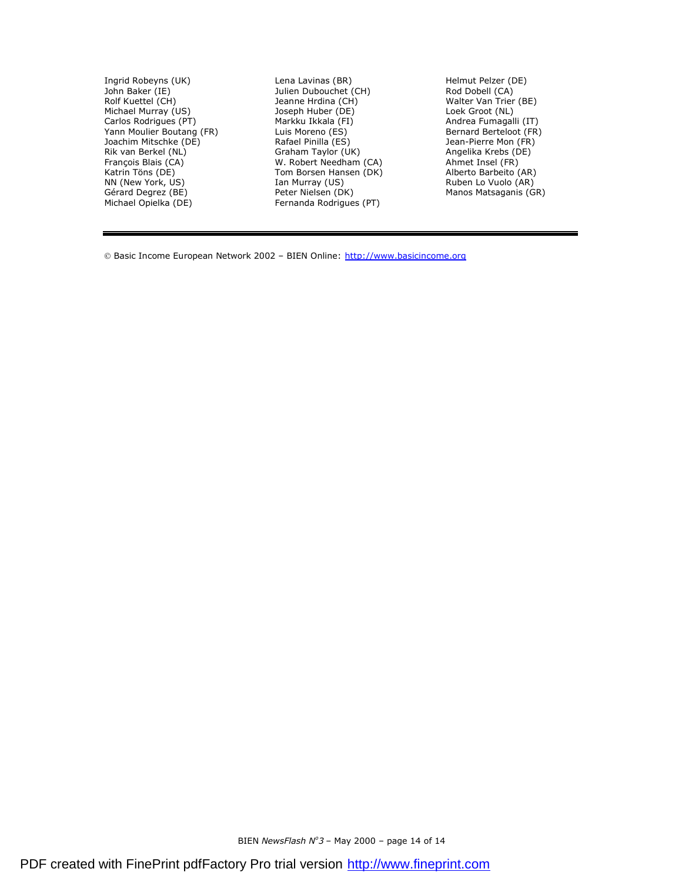Ingrid Robeyns (UK)
John Baker (IE)
Rolf Kuettel (CH)
Michael Murray (US)
Carlos Rodrigues (PT)
Yann Moulier Boutang (FR)
Joachim Mitschke (DE)
Rik van Berkel (NL)
François Blais (CA)
Katrin Töns (DE)
NN (New York, US)
Gérard Degrez (BE)
Michael Opielka (DE)

Lena Lavinas (BR)
Julien Dubouchet (CH)
Jeanne Hrdina (CH)
Joseph Huber (DE)
Markku Ikkala (FI)
Luis Moreno (ES)
Rafael Pinilla (ES)
Graham Taylor (UK)
W. Robert Needham (CA)
Tom Borsen Hansen (DK)
Ian Murray (US)
Peter Nielsen (DK)
Fernanda Rodrigues (PT)

Helmut Pelzer (DE)
Rod Dobell (CA)
Walter Van Trier (BE)
Loek Groot (NL)
Andrea Fumagalli (IT)
Bernard Berteloot (FR)
Jean-Pierre Mon (FR)
Angelika Krebs (DE)
Ahmet Insel (FR)
Alberto Barbeito (AR)
Ruben Lo Vuolo (AR)
Manos Matsaganis (GR)

---

© Basic Income European Network 2002 – BIEN Online: http://www.basicincome.org